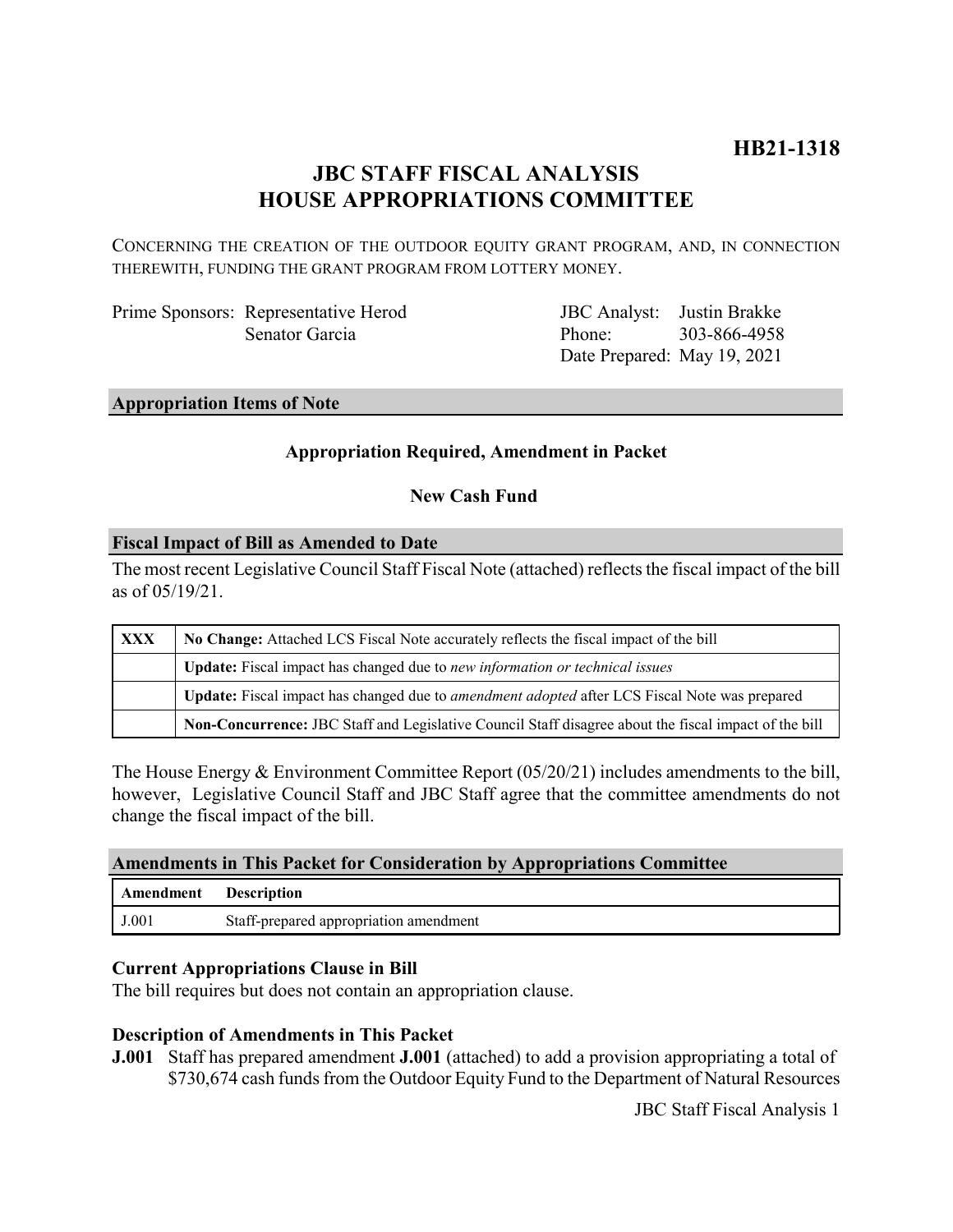**HB21-1318**

# JBC STAFF FISCAL ANALYSIS
# HOUSE APPROPRIATIONS COMMITTEE

CONCERNING THE CREATION OF THE OUTDOOR EQUITY GRANT PROGRAM, AND, IN CONNECTION THEREWITH, FUNDING THE GRANT PROGRAM FROM LOTTERY MONEY.

| | | | |
|---|---|---|---|
| Prime Sponsors: | Representative Herod | JBC Analyst: | Justin Brakke |
| | Senator Garcia | Phone: | 303-866-4958 |
| | | Date Prepared: | May 19, 2021 |

## Appropriation Items of Note

**Appropriation Required, Amendment in Packet**

**New Cash Fund**

## Fiscal Impact of Bill as Amended to Date

The most recent Legislative Council Staff Fiscal Note (attached) reflects the fiscal impact of the bill as of 05/19/21.

| | |
|---|---|
| XXX | **No Change:** Attached LCS Fiscal Note accurately reflects the fiscal impact of the bill |
| | **Update:** Fiscal impact has changed due to *new information or technical issues* |
| | **Update:** Fiscal impact has changed due to *amendment adopted* after LCS Fiscal Note was prepared |
| | **Non-Concurrence:** JBC Staff and Legislative Council Staff disagree about the fiscal impact of the bill |

The House Energy & Environment Committee Report (05/20/21) includes amendments to the bill, however, Legislative Council Staff and JBC Staff agree that the committee amendments do not change the fiscal impact of the bill.

## Amendments in This Packet for Consideration by Appropriations Committee

| Amendment | Description |
|---|---|
| J.001 | Staff-prepared appropriation amendment |

### Current Appropriations Clause in Bill

The bill requires but does not contain an appropriation clause.

### Description of Amendments in This Packet

**J.001** Staff has prepared amendment **J.001** (attached) to add a provision appropriating a total of $730,674 cash funds from the Outdoor Equity Fund to the Department of Natural Resources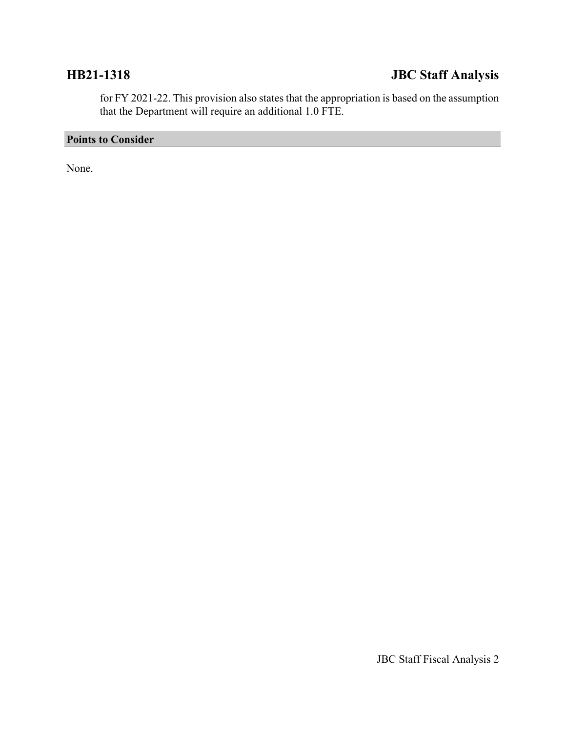for FY 2021-22. This provision also states that the appropriation is based on the assumption that the Department will require an additional 1.0 FTE.

## Points to Consider

None.